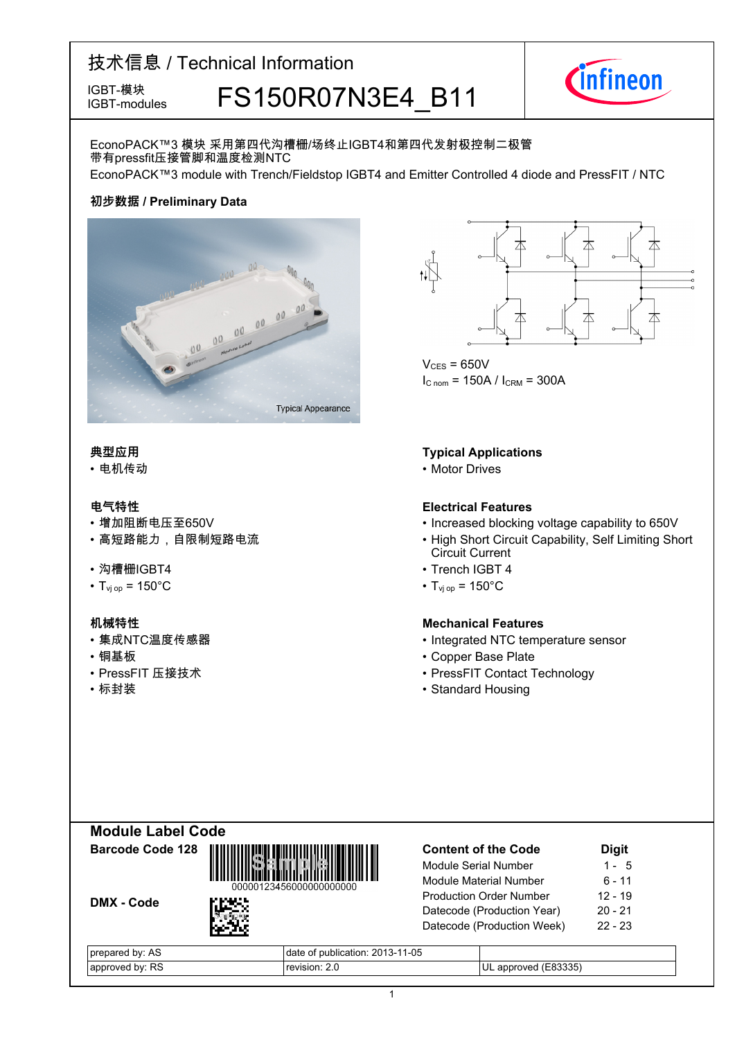# 技术信息 / Technical Information

IGBT-模块
IGBT-modules

# FS150R07N3E4_B11

EconoPACK™3 模块 采用第四代沟槽栅/场终止IGBT4和第四代发射极控制二极管
带有pressfit压接管脚和温度检测NTC

EconoPACK™3 module with Trench/Fieldstop IGBT4 and Emitter Controlled 4 diode and PressFIT / NTC

**初步数据 / Preliminary Data**

Typical Appearance

$V_{CES}$ = 650V

$I_{C\ nom}$ = 150A / $I_{CRM}$ = 300A

### 典型应用

- 电机传动

### Typical Applications

- Motor Drives

### 电气特性

- 增加阻断电压至650V
- 高短路能力，自限制短路电流
- 沟槽栅IGBT4
- $T_{vj\ op}$ = 150°C

### Electrical Features

- Increased blocking voltage capability to 650V
- High Short Circuit Capability, Self Limiting Short Circuit Current
- Trench IGBT 4
- $T_{vj\ op}$ = 150°C

### 机械特性

- 集成NTC温度传感器
- 铜基板
- PressFIT 压接技术
- 标封装

### Mechanical Features

- Integrated NTC temperature sensor
- Copper Base Plate
- PressFIT Contact Technology
- Standard Housing

## Module Label Code

**Barcode Code 128**

00000123456000000000000

**DMX - Code**

| Content of the Code | Digit |
|---|---|
| Module Serial Number | 1 - 5 |
| Module Material Number | 6 - 11 |
| Production Order Number | 12 - 19 |
| Datecode (Production Year) | 20 - 21 |
| Datecode (Production Week) | 22 - 23 |

| prepared by: AS | date of publication: 2013-11-05 | |
|---|---|---|
| approved by: RS | revision: 2.0 | UL approved (E83335) |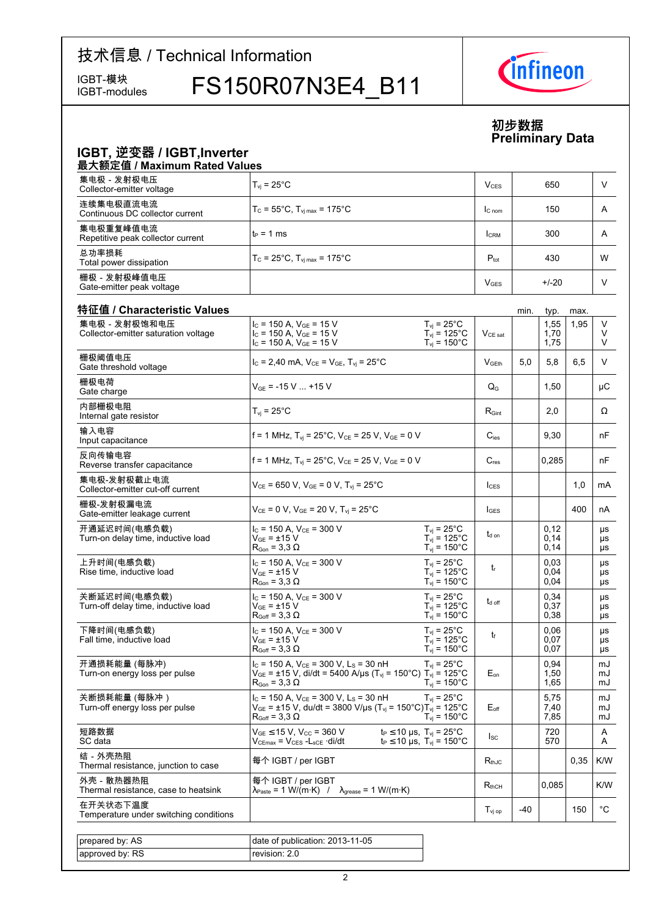# 技术信息 / Technical Information

IGBT-模块
IGBT-modules

# FS150R07N3E4_B11

**初步数据**
**Preliminary Data**

## IGBT, 逆变器 / IGBT,Inverter

### 最大额定值 / Maximum Rated Values

| | | | | |
|---|---|---|---|---|
| 集电极 - 发射极电压<br>Collector-emitter voltage | $T_{vj}$ = 25°C | $V_{CES}$ | 650 | V |
| 连续集电极直流电流<br>Continuous DC collector current | $T_C$ = 55°C, $T_{vj\,max}$ = 175°C | $I_{C\,nom}$ | 150 | A |
| 集电极重复峰值电流<br>Repetitive peak collector current | $t_P$ = 1 ms | $I_{CRM}$ | 300 | A |
| 总功率损耗<br>Total power dissipation | $T_C$ = 25°C, $T_{vj\,max}$ = 175°C | $P_{tot}$ | 430 | W |
| 栅极 - 发射极峰值电压<br>Gate-emitter peak voltage | | $V_{GES}$ | +/-20 | V |

### 特征值 / Characteristic Values

| | | | | min. | typ. | max. | |
|---|---|---|---|---|---|---|---|
| 集电极 - 发射极饱和电压<br>Collector-emitter saturation voltage | $I_C$ = 150 A, $V_{GE}$ = 15 V<br>$I_C$ = 150 A, $V_{GE}$ = 15 V<br>$I_C$ = 150 A, $V_{GE}$ = 15 V | $T_{vj}$ = 25°C<br>$T_{vj}$ = 125°C<br>$T_{vj}$ = 150°C | $V_{CE\,sat}$ | | 1,55<br>1,70<br>1,75 | 1,95 | V<br>V<br>V |
| 栅极阈值电压<br>Gate threshold voltage | $I_C$ = 2,40 mA, $V_{CE}$ = $V_{GE}$, $T_{vj}$ = 25°C | | $V_{GEth}$ | 5,0 | 5,8 | 6,5 | V |
| 栅极电荷<br>Gate charge | $V_{GE}$ = -15 V ... +15 V | | $Q_G$ | | 1,50 | | µC |
| 内部栅极电阻<br>Internal gate resistor | $T_{vj}$ = 25°C | | $R_{Gint}$ | | 2,0 | | Ω |
| 输入电容<br>Input capacitance | f = 1 MHz, $T_{vj}$ = 25°C, $V_{CE}$ = 25 V, $V_{GE}$ = 0 V | | $C_{ies}$ | | 9,30 | | nF |
| 反向传输电容<br>Reverse transfer capacitance | f = 1 MHz, $T_{vj}$ = 25°C, $V_{CE}$ = 25 V, $V_{GE}$ = 0 V | | $C_{res}$ | | 0,285 | | nF |
| 集电极-发射极截止电流<br>Collector-emitter cut-off current | $V_{CE}$ = 650 V, $V_{GE}$ = 0 V, $T_{vj}$ = 25°C | | $I_{CES}$ | | | 1,0 | mA |
| 栅极-发射极漏电流<br>Gate-emitter leakage current | $V_{CE}$ = 0 V, $V_{GE}$ = 20 V, $T_{vj}$ = 25°C | | $I_{GES}$ | | | 400 | nA |
| 开通延迟时间(电感负载)<br>Turn-on delay time, inductive load | $I_C$ = 150 A, $V_{CE}$ = 300 V<br>$V_{GE}$ = ±15 V<br>$R_{Gon}$ = 3,3 Ω | $T_{vj}$ = 25°C<br>$T_{vj}$ = 125°C<br>$T_{vj}$ = 150°C | $t_{d\,on}$ | | 0,12<br>0,14<br>0,14 | | µs<br>µs<br>µs |
| 上升时间(电感负载)<br>Rise time, inductive load | $I_C$ = 150 A, $V_{CE}$ = 300 V<br>$V_{GE}$ = ±15 V<br>$R_{Gon}$ = 3,3 Ω | $T_{vj}$ = 25°C<br>$T_{vj}$ = 125°C<br>$T_{vj}$ = 150°C | $t_r$ | | 0,03<br>0,04<br>0,04 | | µs<br>µs<br>µs |
| 关断延迟时间(电感负载)<br>Turn-off delay time, inductive load | $I_C$ = 150 A, $V_{CE}$ = 300 V<br>$V_{GE}$ = ±15 V<br>$R_{Goff}$ = 3,3 Ω | $T_{vj}$ = 25°C<br>$T_{vj}$ = 125°C<br>$T_{vj}$ = 150°C | $t_{d\,off}$ | | 0,34<br>0,37<br>0,38 | | µs<br>µs<br>µs |
| 下降时间(电感负载)<br>Fall time, inductive load | $I_C$ = 150 A, $V_{CE}$ = 300 V<br>$V_{GE}$ = ±15 V<br>$R_{Goff}$ = 3,3 Ω | $T_{vj}$ = 25°C<br>$T_{vj}$ = 125°C<br>$T_{vj}$ = 150°C | $t_f$ | | 0,06<br>0,07<br>0,07 | | µs<br>µs<br>µs |
| 开通损耗能量 (每脉冲)<br>Turn-on energy loss per pulse | $I_C$ = 150 A, $V_{CE}$ = 300 V, $L_S$ = 30 nH<br>$V_{GE}$ = ±15 V, di/dt = 5400 A/µs ($T_{vj}$ = 150°C)<br>$R_{Gon}$ = 3,3 Ω | $T_{vj}$ = 25°C<br>$T_{vj}$ = 125°C<br>$T_{vj}$ = 150°C | $E_{on}$ | | 0,94<br>1,50<br>1,65 | | mJ<br>mJ<br>mJ |
| 关断损耗能量 (每脉冲 )<br>Turn-off energy loss per pulse | $I_C$ = 150 A, $V_{CE}$ = 300 V, $L_S$ = 30 nH<br>$V_{GE}$ = ±15 V, du/dt = 3800 V/µs ($T_{vj}$ = 150°C)<br>$R_{Goff}$ = 3,3 Ω | $T_{vj}$ = 25°C<br>$T_{vj}$ = 125°C<br>$T_{vj}$ = 150°C | $E_{off}$ | | 5,75<br>7,40<br>7,85 | | mJ<br>mJ<br>mJ |
| 短路数据<br>SC data | $V_{GE}$ ≤15 V, $V_{CC}$ = 360 V<br>$V_{CEmax}$ = $V_{CES}$ -$L_{sCE}$ ·di/dt | $t_P$ ≤10 µs, $T_{vj}$ = 25°C<br>$t_P$ ≤10 µs, $T_{vj}$ = 150°C | $I_{SC}$ | | 720<br>570 | | A<br>A |
| 结 - 外壳热阻<br>Thermal resistance, junction to case | 每个 IGBT / per IGBT | | $R_{thJC}$ | | | 0,35 | K/W |
| 外壳 - 散热器热阻<br>Thermal resistance, case to heatsink | 每个 IGBT / per IGBT<br>$\lambda_{Paste}$ = 1 W/(m·K) / $\lambda_{grease}$ = 1 W/(m·K) | | $R_{thCH}$ | | 0,085 | | K/W |
| 在开关状态下温度<br>Temperature under switching conditions | | | $T_{vj\,op}$ | -40 | | 150 | °C |

| | |
|---|---|
| prepared by: AS | date of publication: 2013-11-05 |
| approved by: RS | revision: 2.0 |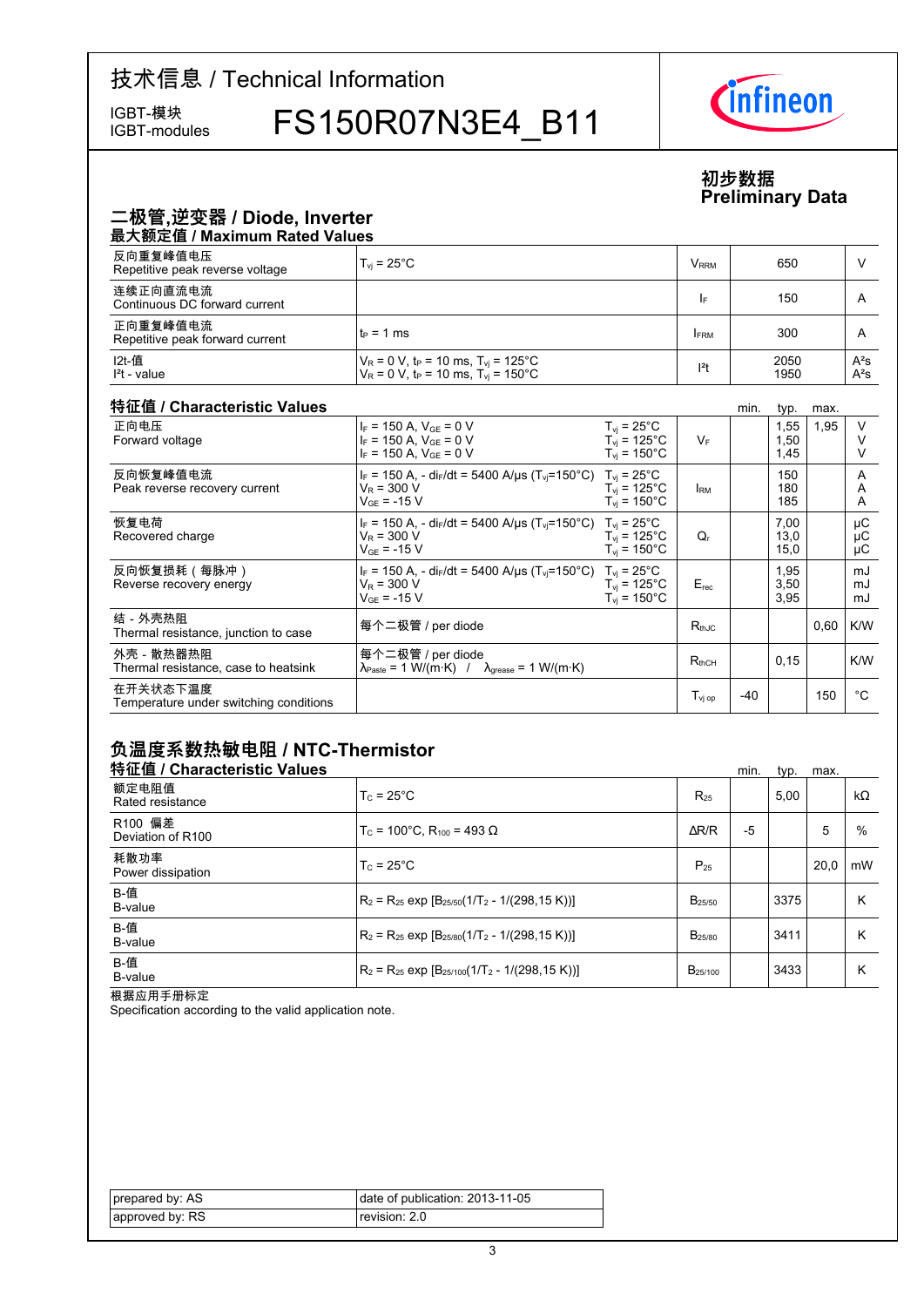# 技术信息 / Technical Information

IGBT-模块
IGBT-modules

# FS150R07N3E4_B11

**初步数据**
**Preliminary Data**

## 二极管,逆变器 / Diode, Inverter

### 最大额定值 / Maximum Rated Values

| | | | | |
|---|---|---|---|---|
| 反向重复峰值电压<br>Repetitive peak reverse voltage | $T_{vj}$ = 25°C | $V_{RRM}$ | 650 | V |
| 连续正向直流电流<br>Continuous DC forward current | | $I_F$ | 150 | A |
| 正向重复峰值电流<br>Repetitive peak forward current | $t_P$ = 1 ms | $I_{FRM}$ | 300 | A |
| I2t-值<br>$I^2t$ - value | $V_R$ = 0 V, $t_P$ = 10 ms, $T_{vj}$ = 125°C<br>$V_R$ = 0 V, $t_P$ = 10 ms, $T_{vj}$ = 150°C | $I^2t$ | 2050<br>1950 | $A^2s$<br>$A^2s$ |

### 特征值 / Characteristic Values

| | | | | min. | typ. | max. | |
|---|---|---|---|---|---|---|---|
| 正向电压<br>Forward voltage | $I_F$ = 150 A, $V_{GE}$ = 0 V<br>$I_F$ = 150 A, $V_{GE}$ = 0 V<br>$I_F$ = 150 A, $V_{GE}$ = 0 V | $T_{vj}$ = 25°C<br>$T_{vj}$ = 125°C<br>$T_{vj}$ = 150°C | $V_F$ | | 1,55<br>1,50<br>1,45 | 1,95 | V<br>V<br>V |
| 反向恢复峰值电流<br>Peak reverse recovery current | $I_F$ = 150 A, - $di_F/dt$ = 5400 A/µs ($T_{vj}$=150°C)<br>$V_R$ = 300 V<br>$V_{GE}$ = -15 V | $T_{vj}$ = 25°C<br>$T_{vj}$ = 125°C<br>$T_{vj}$ = 150°C | $I_{RM}$ | | 150<br>180<br>185 | | A<br>A<br>A |
| 恢复电荷<br>Recovered charge | $I_F$ = 150 A, - $di_F/dt$ = 5400 A/µs ($T_{vj}$=150°C)<br>$V_R$ = 300 V<br>$V_{GE}$ = -15 V | $T_{vj}$ = 25°C<br>$T_{vj}$ = 125°C<br>$T_{vj}$ = 150°C | $Q_r$ | | 7,00<br>13,0<br>15,0 | | µC<br>µC<br>µC |
| 反向恢复损耗（每脉冲）<br>Reverse recovery energy | $I_F$ = 150 A, - $di_F/dt$ = 5400 A/µs ($T_{vj}$=150°C)<br>$V_R$ = 300 V<br>$V_{GE}$ = -15 V | $T_{vj}$ = 25°C<br>$T_{vj}$ = 125°C<br>$T_{vj}$ = 150°C | $E_{rec}$ | | 1,95<br>3,50<br>3,95 | | mJ<br>mJ<br>mJ |
| 结 - 外壳热阻<br>Thermal resistance, junction to case | 每个二极管 / per diode | | $R_{thJC}$ | | | 0,60 | K/W |
| 外壳 - 散热器热阻<br>Thermal resistance, case to heatsink | 每个二极管 / per diode<br>$\lambda_{Paste}$ = 1 W/(m·K) / $\lambda_{grease}$ = 1 W/(m·K) | | $R_{thCH}$ | | 0,15 | | K/W |
| 在开关状态下温度<br>Temperature under switching conditions | | | $T_{vj\ op}$ | -40 | | 150 | °C |

## 负温度系数热敏电阻 / NTC-Thermistor

### 特征值 / Characteristic Values

| | | | min. | typ. | max. | |
|---|---|---|---|---|---|---|
| 额定电阻值<br>Rated resistance | $T_C$ = 25°C | $R_{25}$ | | 5,00 | | kΩ |
| R100 偏差<br>Deviation of R100 | $T_C$ = 100°C, $R_{100}$ = 493 Ω | ΔR/R | -5 | | 5 | % |
| 耗散功率<br>Power dissipation | $T_C$ = 25°C | $P_{25}$ | | | 20,0 | mW |
| B-值<br>B-value | $R_2 = R_{25} \exp [B_{25/50}(1/T_2 - 1/(298,15\ K))]$ | $B_{25/50}$ | | 3375 | | K |
| B-值<br>B-value | $R_2 = R_{25} \exp [B_{25/80}(1/T_2 - 1/(298,15\ K))]$ | $B_{25/80}$ | | 3411 | | K |
| B-值<br>B-value | $R_2 = R_{25} \exp [B_{25/100}(1/T_2 - 1/(298,15\ K))]$ | $B_{25/100}$ | | 3433 | | K |

根据应用手册标定
Specification according to the valid application note.

| | |
|---|---|
| prepared by: AS | date of publication: 2013-11-05 |
| approved by: RS | revision: 2.0 |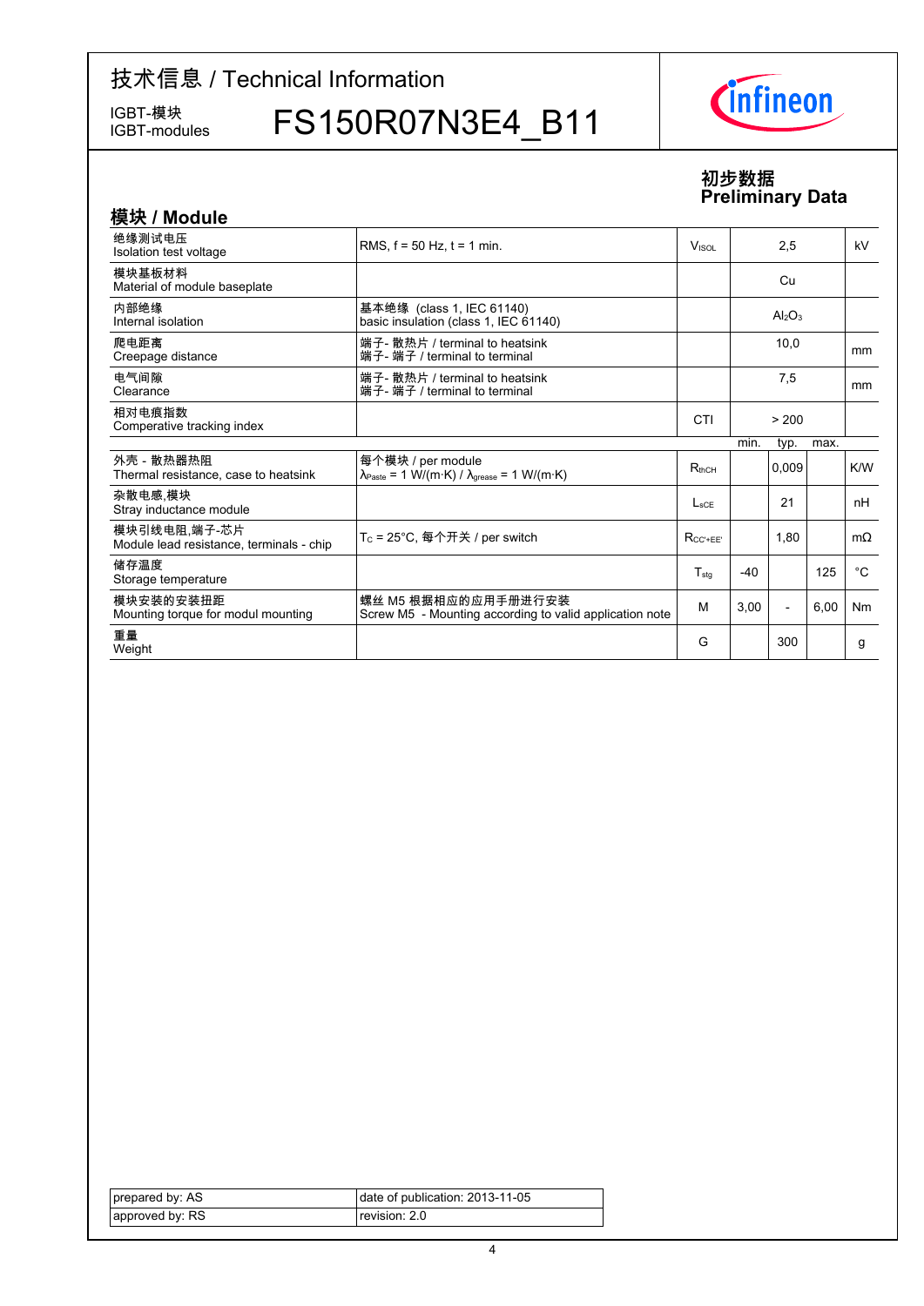技术信息 / Technical Information

IGBT-模块
IGBT-modules

# FS150R07N3E4_B11

**初步数据**
**Preliminary Data**

## 模块 / Module

| | | | | | | |
|---|---|---|---|---|---|---|
| 绝缘测试电压<br>Isolation test voltage | RMS, f = 50 Hz, t = 1 min. | $V_{ISOL}$ | | 2,5 | | kV |
| 模块基板材料<br>Material of module baseplate | | | | Cu | | |
| 内部绝缘<br>Internal isolation | 基本绝缘 (class 1, IEC 61140)<br>basic insulation (class 1, IEC 61140) | | | $Al_2O_3$ | | |
| 爬电距离<br>Creepage distance | 端子- 散热片 / terminal to heatsink<br>端子- 端子 / terminal to terminal | | | 10,0 | | mm |
| 电气间隙<br>Clearance | 端子- 散热片 / terminal to heatsink<br>端子- 端子 / terminal to terminal | | | 7,5 | | mm |
| 相对电痕指数<br>Comperative tracking index | | CTI | | > 200 | | |
| | | | min. | typ. | max. | |
| 外壳 - 散热器热阻<br>Thermal resistance, case to heatsink | 每个模块 / per module<br>$\lambda_{Paste}$ = 1 W/(m·K) / $\lambda_{grease}$ = 1 W/(m·K) | $R_{thCH}$ | | 0,009 | | K/W |
| 杂散电感,模块<br>Stray inductance module | | $L_{sCE}$ | | 21 | | nH |
| 模块引线电阻,端子-芯片<br>Module lead resistance, terminals - chip | $T_C$ = 25°C, 每个开关 / per switch | $R_{CC'+EE'}$ | | 1,80 | | mΩ |
| 储存温度<br>Storage temperature | | $T_{stg}$ | -40 | | 125 | °C |
| 模块安装的安装扭距<br>Mounting torque for modul mounting | 螺丝 M5 根据相应的应用手册进行安装<br>Screw M5 - Mounting according to valid application note | M | 3,00 | - | 6,00 | Nm |
| 重量<br>Weight | | G | | 300 | | g |

| | |
|---|---|
| prepared by: AS | date of publication: 2013-11-05 |
| approved by: RS | revision: 2.0 |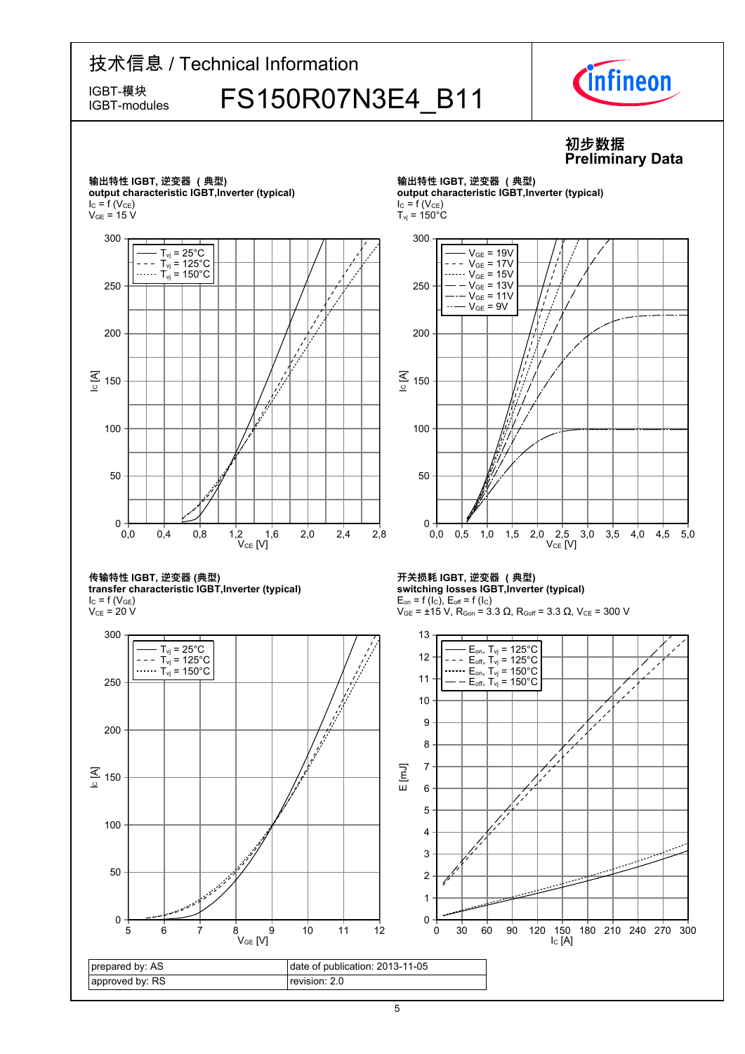技术信息 / Technical Information

IGBT-模块
IGBT-modules

# FS150R07N3E4_B11

**初步数据**
**Preliminary Data**

**输出特性 IGBT, 逆变器（典型)**
**output characteristic IGBT,Inverter (typical)**
$I_C = f(V_{CE})$
$V_{GE} = 15\ V$

- $T_{vj} = 25°C$
- $T_{vj} = 125°C$
- $T_{vj} = 150°C$

Axes: $I_C$ [A] (0–300) vs. $V_{CE}$ [V] (0,0–2,8)

**输出特性 IGBT, 逆变器（典型)**
**output characteristic IGBT,Inverter (typical)**
$I_C = f(V_{CE})$
$T_{vj} = 150°C$

- $V_{GE} = 19V$
- $V_{GE} = 17V$
- $V_{GE} = 15V$
- $V_{GE} = 13V$
- $V_{GE} = 11V$
- $V_{GE} = 9V$

Axes: $I_C$ [A] (0–300) vs. $V_{CE}$ [V] (0,0–5,0)

**传输特性 IGBT, 逆变器 (典型)**
**transfer characteristic IGBT,Inverter (typical)**
$I_C = f(V_{GE})$
$V_{CE} = 20\ V$

- $T_{vj} = 25°C$
- $T_{vj} = 125°C$
- $T_{vj} = 150°C$

Axes: $I_C$ [A] (0–300) vs. $V_{GE}$ [V] (5–12)

**开关损耗 IGBT, 逆变器（典型)**
**switching losses IGBT,Inverter (typical)**
$E_{on} = f(I_C)$, $E_{off} = f(I_C)$
$V_{GE} = \pm 15\ V$, $R_{Gon} = 3.3\ \Omega$, $R_{Goff} = 3.3\ \Omega$, $V_{CE} = 300\ V$

- $E_{on}$, $T_{vj} = 125°C$
- $E_{off}$, $T_{vj} = 125°C$
- $E_{on}$, $T_{vj} = 150°C$
- $E_{off}$, $T_{vj} = 150°C$

Axes: E [mJ] (0–13) vs. $I_C$ [A] (0–300)

| prepared by: AS | date of publication: 2013-11-05 |
|---|---|
| approved by: RS | revision: 2.0 |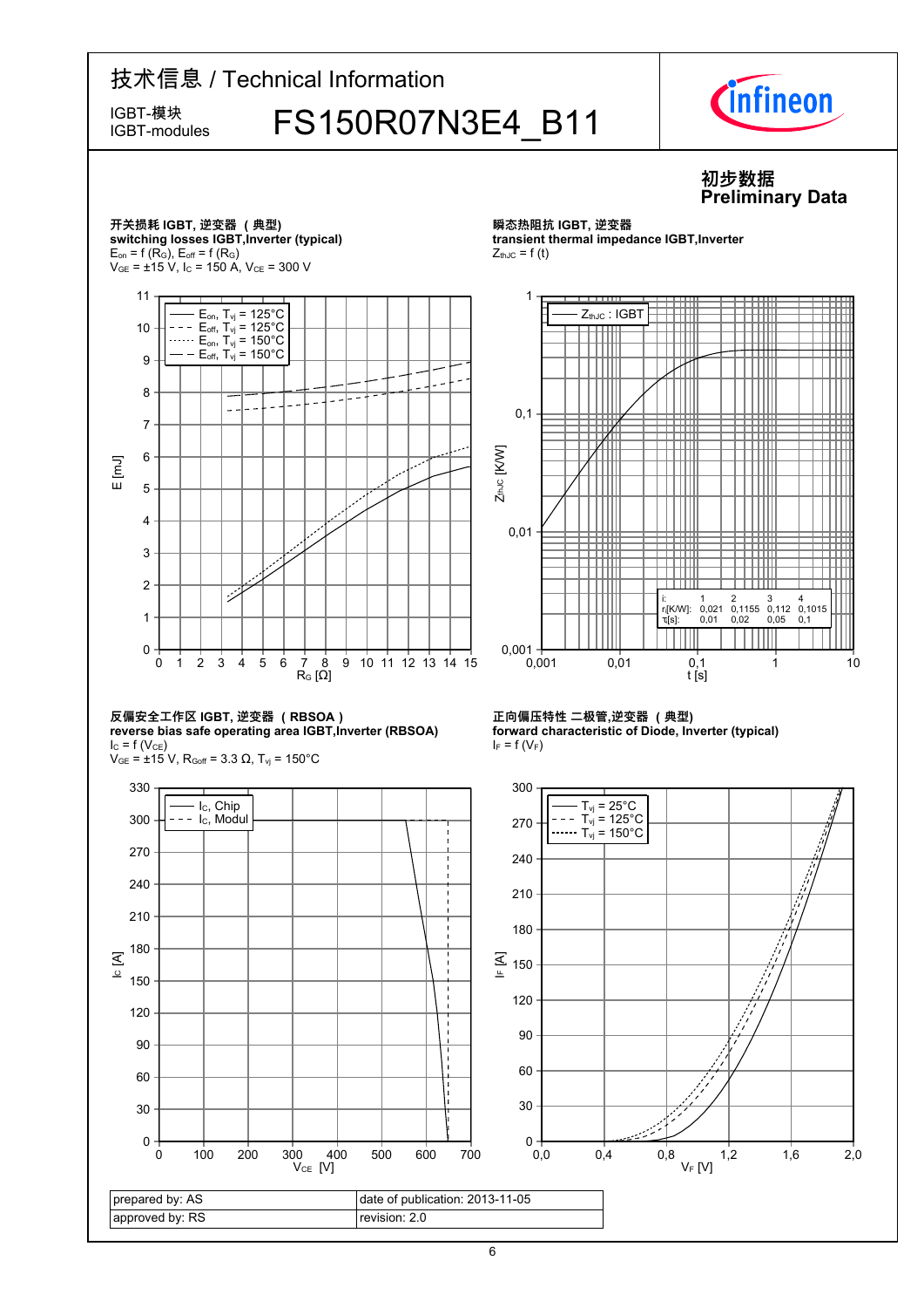# 技术信息 / Technical Information

IGBT-模块
IGBT-modules

## FS150R07N3E4_B11

**初步数据**
**Preliminary Data**

### 开关损耗 IGBT, 逆变器 （典型）
**switching losses IGBT,Inverter (typical)**

$E_{on} = f(R_G)$, $E_{off} = f(R_G)$
$V_{GE} = \pm15$ V, $I_C = 150$ A, $V_{CE} = 300$ V

Legend: $E_{on}$, $T_{vj} = 125°C$; $E_{off}$, $T_{vj} = 125°C$; $E_{on}$, $T_{vj} = 150°C$; $E_{off}$, $T_{vj} = 150°C$

Axes: E [mJ] (0–11); $R_G$ [Ω] (0–15)

### 瞬态热阻抗 IGBT, 逆变器
**transient thermal impedance IGBT,Inverter**

$Z_{thJC} = f(t)$

Legend: $Z_{thJC}$ : IGBT

Axes: $Z_{thJC}$ [K/W] (0,001–1); t [s] (0,001–10)

| i: | 1 | 2 | 3 | 4 |
|---|---|---|---|---|
| $r_i$[K/W]: | 0,021 | 0,1155 | 0,112 | 0,1015 |
| $\tau_i$[s]: | 0,01 | 0,02 | 0,05 | 0,1 |

### 反偏安全工作区 IGBT, 逆变器 （RBSOA）
**reverse bias safe operating area IGBT,Inverter (RBSOA)**

$I_C = f(V_{CE})$
$V_{GE} = \pm15$ V, $R_{Goff} = 3.3$ Ω, $T_{vj} = 150°C$

Legend: $I_C$, Chip; $I_C$, Modul

Axes: $I_C$ [A] (0–330); $V_{CE}$ [V] (0–700)

### 正向偏压特性 二极管,逆变器 （典型）
**forward characteristic of Diode, Inverter (typical)**

$I_F = f(V_F)$

Legend: $T_{vj} = 25°C$; $T_{vj} = 125°C$; $T_{vj} = 150°C$

Axes: $I_F$ [A] (0–300); $V_F$ [V] (0,0–2,0)

| prepared by: AS | date of publication: 2013-11-05 |
|---|---|
| approved by: RS | revision: 2.0 |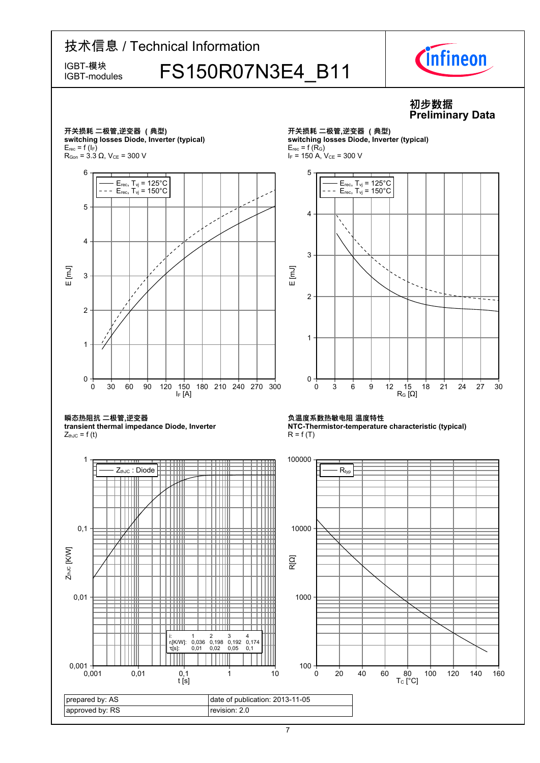# 技术信息 / Technical Information

IGBT-模块
IGBT-modules

## FS150R07N3E4_B11

**初步数据**
**Preliminary Data**

**开关损耗 二极管,逆变器 （典型）**
**switching losses Diode, Inverter (typical)**
$E_{rec} = f(I_F)$
$R_{Gon} = 3.3\ \Omega$, $V_{CE} = 300$ V

— $E_{rec}$, $T_{vj} = 125°C$
- - - $E_{rec}$, $T_{vj} = 150°C$

E [mJ] (0–6) vs. $I_F$ [A] (0–300)

**开关损耗 二极管,逆变器 （典型）**
**switching losses Diode, Inverter (typical)**
$E_{rec} = f(R_G)$
$I_F = 150$ A, $V_{CE} = 300$ V

— $E_{rec}$, $T_{vj} = 125°C$
- - - $E_{rec}$, $T_{vj} = 150°C$

E [mJ] (0–5) vs. $R_G$ [Ω] (0–30)

**瞬态热阻抗 二极管,逆变器**
**transient thermal impedance Diode, Inverter**
$Z_{thJC} = f(t)$

— $Z_{thJC}$ : Diode

| i: | 1 | 2 | 3 | 4 |
|---|---|---|---|---|
| $r_i$[K/W]: | 0,036 | 0,198 | 0,192 | 0,174 |
| $\tau_i$[s]: | 0,01 | 0,02 | 0,05 | 0,1 |

$Z_{thJC}$ [K/W] (0,001–1) vs. t [s] (0,001–10)

**负温度系数热敏电阻 温度特性**
**NTC-Thermistor-temperature characteristic (typical)**
$R = f(T)$

— $R_{typ}$

R[Ω] (100–100000) vs. $T_C$ [°C] (0–160)

| prepared by: AS | date of publication: 2013-11-05 |
|---|---|
| approved by: RS | revision: 2.0 |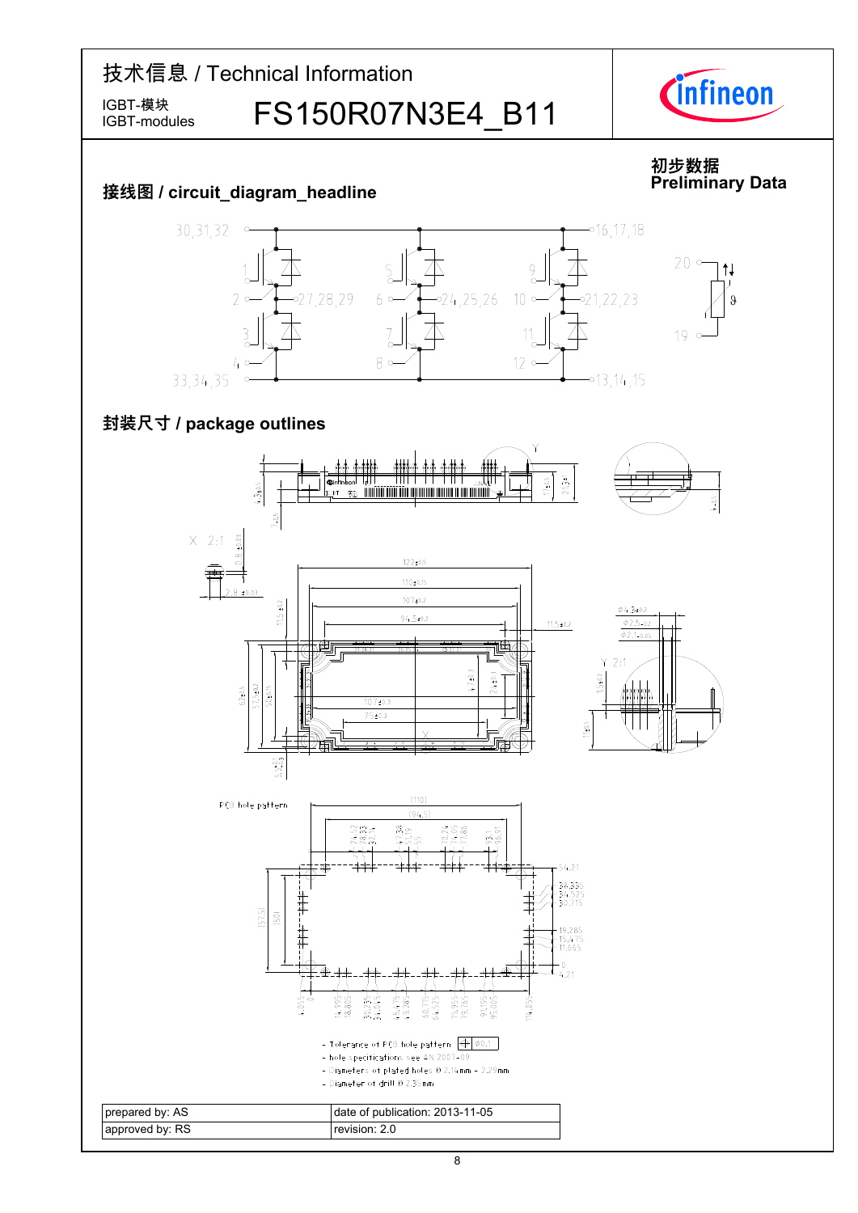# 技术信息 / Technical Information

IGBT-模块
IGBT-modules

**FS150R07N3E4_B11**

**初步数据**
**Preliminary Data**

## 接线图 / circuit_diagram_headline

## 封装尺寸 / package outlines

PCB hole pattern

- Tolerance of PCB hole pattern ⌖ Ø0.1
- hole specifications see AN 2007-09
- Diameters of plated holes Ø 2.14mm - 2.29mm
- Diameter of drill Ø 2.35mm

| prepared by: AS | date of publication: 2013-11-05 |
|---|---|
| approved by: RS | revision: 2.0 |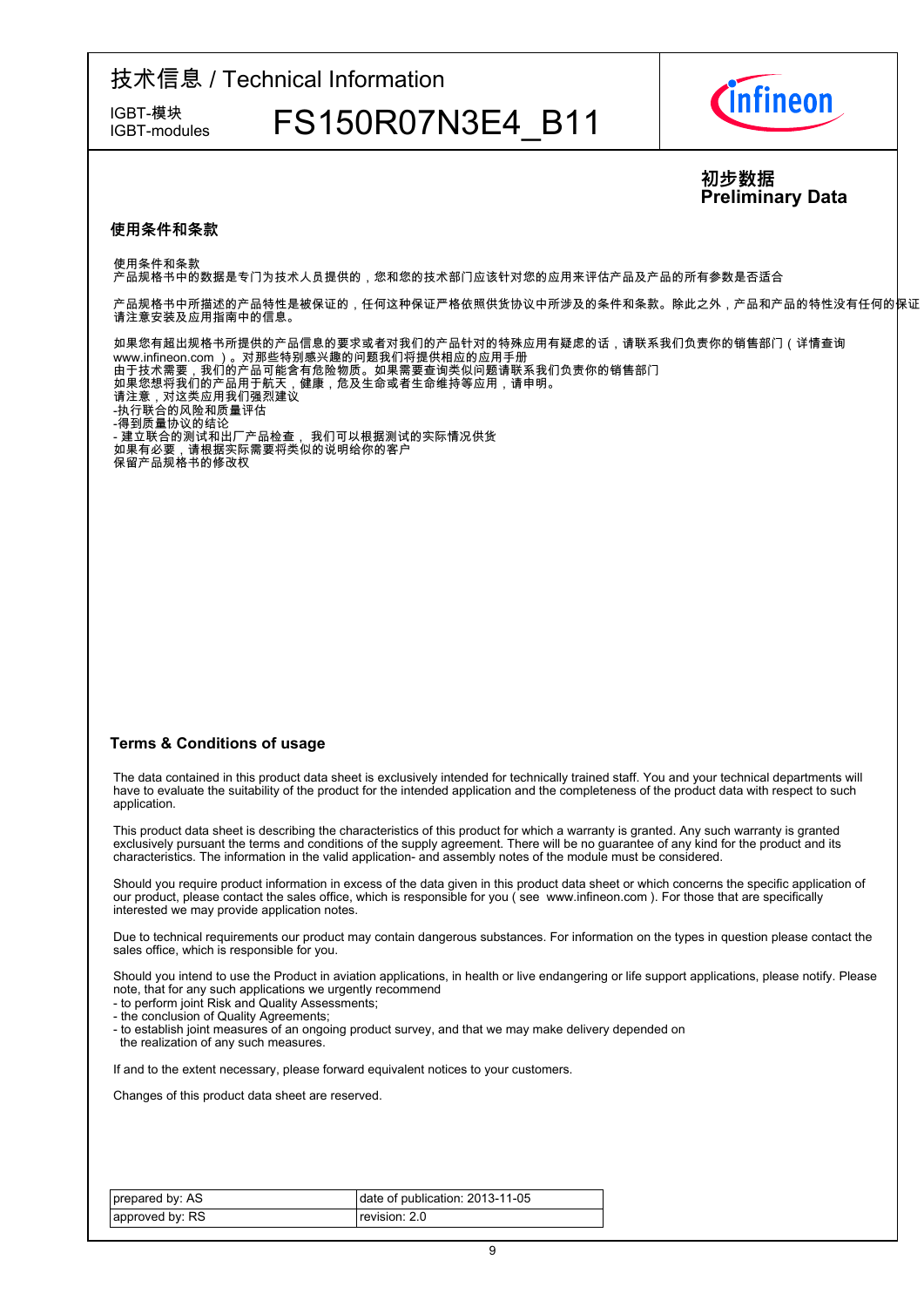初步数据
**Preliminary Data**

## 使用条件和条款

使用条件和条款
产品规格书中的数据是专门为技术人员提供的，您和您的技术部门应该针对您的应用来评估产品及产品的所有参数是否适合

产品规格书中所描述的产品特性是被保证的，任何这种保证严格依照供货协议中所涉及的条件和条款。除此之外，产品和产品的特性没有任何的保证
请注意安装及应用指南中的信息。

如果您有超出规格书所提供的产品信息的要求或者对我们的产品针对的特殊应用有疑虑的话，请联系我们负责你的销售部门（详情查询 www.infineon.com ）。对那些特别感兴趣的问题我们将提供相应的应用手册
由于技术需要，我们的产品可能含有危险物质。如果需要查询类似问题请联系我们负责你的销售部门
如果您想将我们的产品用于航天，健康，危及生命或者生命维持等应用，请申明。
请注意，对这类应用我们强烈建议
-执行联合的风险和质量评估
-得到质量协议的结论
- 建立联合的测试和出厂产品检查， 我们可以根据测试的实际情况供货
如果有必要，请根据实际需要将类似的说明给你的客户
保留产品规格书的修改权

## Terms & Conditions of usage

The data contained in this product data sheet is exclusively intended for technically trained staff. You and your technical departments will have to evaluate the suitability of the product for the intended application and the completeness of the product data with respect to such application.

This product data sheet is describing the characteristics of this product for which a warranty is granted. Any such warranty is granted exclusively pursuant the terms and conditions of the supply agreement. There will be no guarantee of any kind for the product and its characteristics. The information in the valid application- and assembly notes of the module must be considered.

Should you require product information in excess of the data given in this product data sheet or which concerns the specific application of our product, please contact the sales office, which is responsible for you ( see www.infineon.com ). For those that are specifically interested we may provide application notes.

Due to technical requirements our product may contain dangerous substances. For information on the types in question please contact the sales office, which is responsible for you.

Should you intend to use the Product in aviation applications, in health or live endangering or life support applications, please notify. Please note, that for any such applications we urgently recommend
- to perform joint Risk and Quality Assessments;
- the conclusion of Quality Agreements;
- to establish joint measures of an ongoing product survey, and that we may make delivery depended on the realization of any such measures.

If and to the extent necessary, please forward equivalent notices to your customers.

Changes of this product data sheet are reserved.

| | |
|---|---|
| prepared by: AS | date of publication: 2013-11-05 |
| approved by: RS | revision: 2.0 |